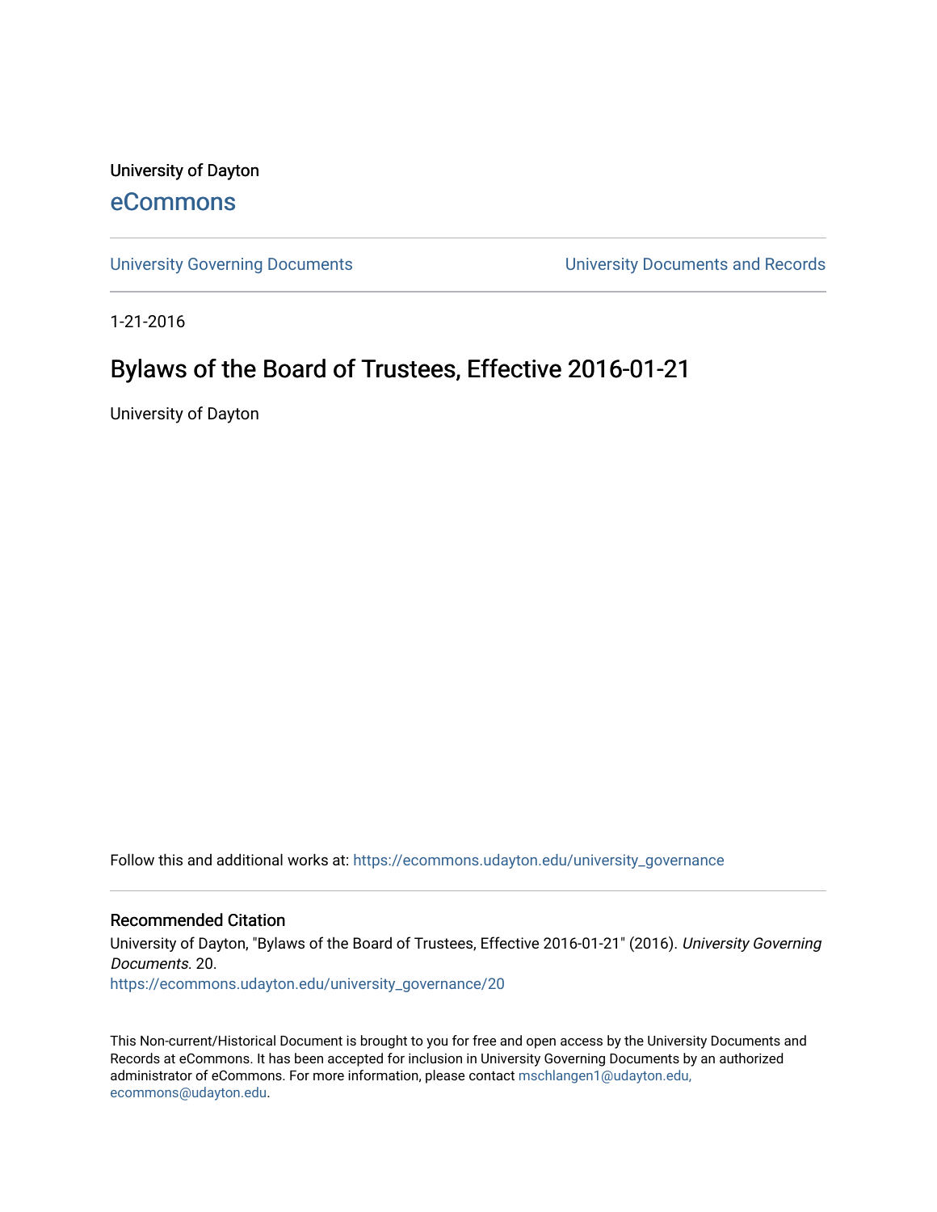University of Dayton

eCommons

University Governing Documents

University Documents and Records

1-21-2016

# Bylaws of the Board of Trustees, Effective 2016-01-21

University of Dayton

Follow this and additional works at: https://ecommons.udayton.edu/university_governance

## Recommended Citation

University of Dayton, "Bylaws of the Board of Trustees, Effective 2016-01-21" (2016). *University Governing Documents*. 20.
https://ecommons.udayton.edu/university_governance/20

This Non-current/Historical Document is brought to you for free and open access by the University Documents and Records at eCommons. It has been accepted for inclusion in University Governing Documents by an authorized administrator of eCommons. For more information, please contact mschlangen1@udayton.edu, ecommons@udayton.edu.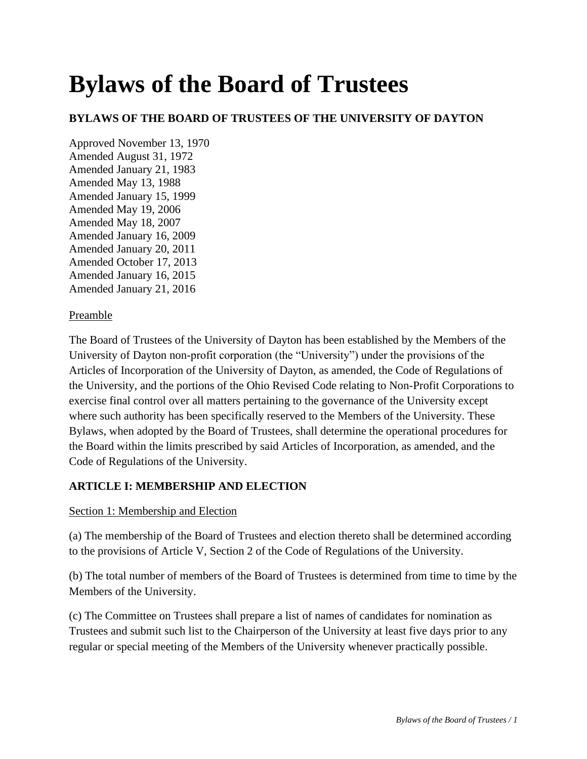# Bylaws of the Board of Trustees

**BYLAWS OF THE BOARD OF TRUSTEES OF THE UNIVERSITY OF DAYTON**

Approved November 13, 1970
Amended August 31, 1972
Amended January 21, 1983
Amended May 13, 1988
Amended January 15, 1999
Amended May 19, 2006
Amended May 18, 2007
Amended January 16, 2009
Amended January 20, 2011
Amended October 17, 2013
Amended January 16, 2015
Amended January 21, 2016

Preamble

The Board of Trustees of the University of Dayton has been established by the Members of the University of Dayton non-profit corporation (the "University") under the provisions of the Articles of Incorporation of the University of Dayton, as amended, the Code of Regulations of the University, and the portions of the Ohio Revised Code relating to Non-Profit Corporations to exercise final control over all matters pertaining to the governance of the University except where such authority has been specifically reserved to the Members of the University. These Bylaws, when adopted by the Board of Trustees, shall determine the operational procedures for the Board within the limits prescribed by said Articles of Incorporation, as amended, and the Code of Regulations of the University.

## ARTICLE I: MEMBERSHIP AND ELECTION

Section 1: Membership and Election

(a) The membership of the Board of Trustees and election thereto shall be determined according to the provisions of Article V, Section 2 of the Code of Regulations of the University.

(b) The total number of members of the Board of Trustees is determined from time to time by the Members of the University.

(c) The Committee on Trustees shall prepare a list of names of candidates for nomination as Trustees and submit such list to the Chairperson of the University at least five days prior to any regular or special meeting of the Members of the University whenever practically possible.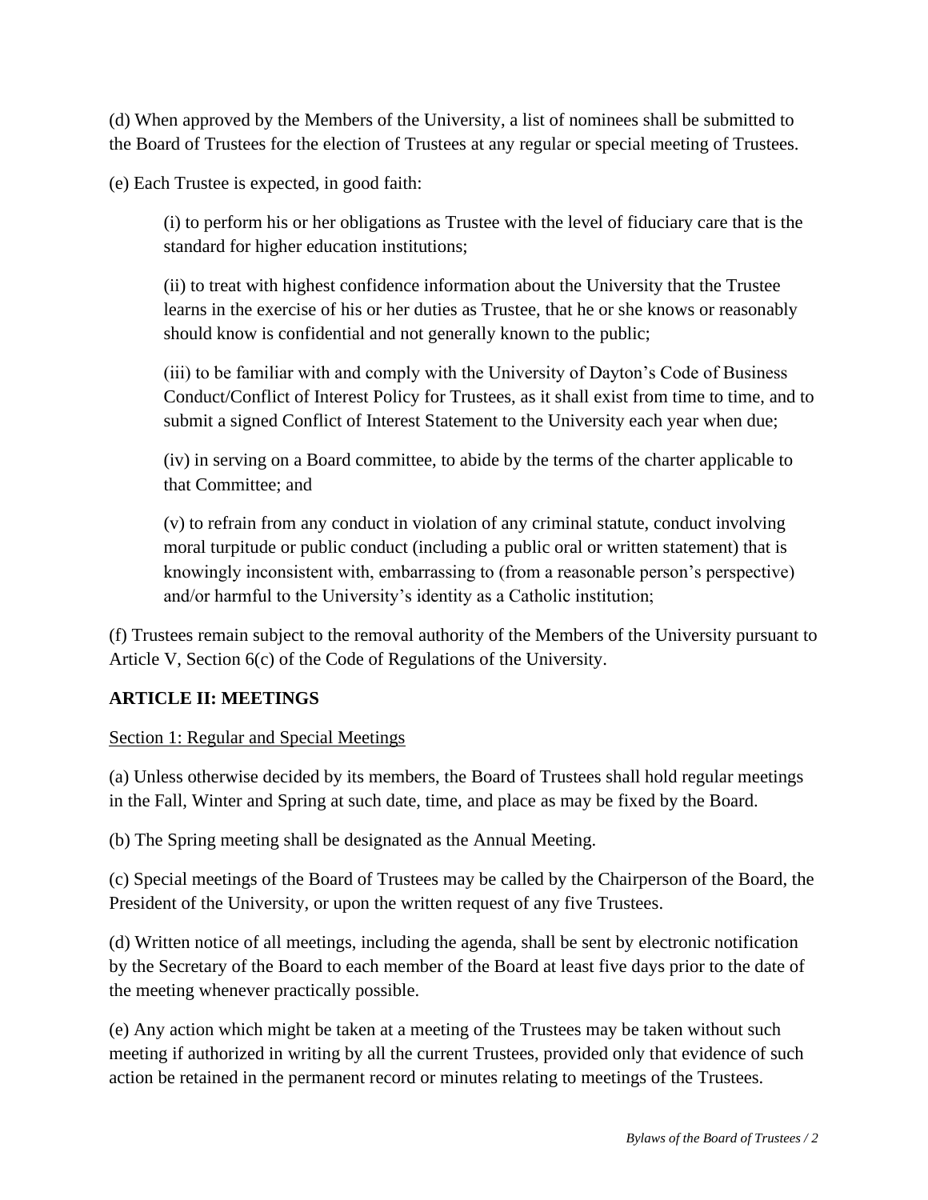(d) When approved by the Members of the University, a list of nominees shall be submitted to the Board of Trustees for the election of Trustees at any regular or special meeting of Trustees.

(e) Each Trustee is expected, in good faith:

> (i) to perform his or her obligations as Trustee with the level of fiduciary care that is the standard for higher education institutions;
>
> (ii) to treat with highest confidence information about the University that the Trustee learns in the exercise of his or her duties as Trustee, that he or she knows or reasonably should know is confidential and not generally known to the public;
>
> (iii) to be familiar with and comply with the University of Dayton's Code of Business Conduct/Conflict of Interest Policy for Trustees, as it shall exist from time to time, and to submit a signed Conflict of Interest Statement to the University each year when due;
>
> (iv) in serving on a Board committee, to abide by the terms of the charter applicable to that Committee; and
>
> (v) to refrain from any conduct in violation of any criminal statute, conduct involving moral turpitude or public conduct (including a public oral or written statement) that is knowingly inconsistent with, embarrassing to (from a reasonable person's perspective) and/or harmful to the University's identity as a Catholic institution;

(f) Trustees remain subject to the removal authority of the Members of the University pursuant to Article V, Section 6(c) of the Code of Regulations of the University.

## ARTICLE II: MEETINGS

Section 1: Regular and Special Meetings

(a) Unless otherwise decided by its members, the Board of Trustees shall hold regular meetings in the Fall, Winter and Spring at such date, time, and place as may be fixed by the Board.

(b) The Spring meeting shall be designated as the Annual Meeting.

(c) Special meetings of the Board of Trustees may be called by the Chairperson of the Board, the President of the University, or upon the written request of any five Trustees.

(d) Written notice of all meetings, including the agenda, shall be sent by electronic notification by the Secretary of the Board to each member of the Board at least five days prior to the date of the meeting whenever practically possible.

(e) Any action which might be taken at a meeting of the Trustees may be taken without such meeting if authorized in writing by all the current Trustees, provided only that evidence of such action be retained in the permanent record or minutes relating to meetings of the Trustees.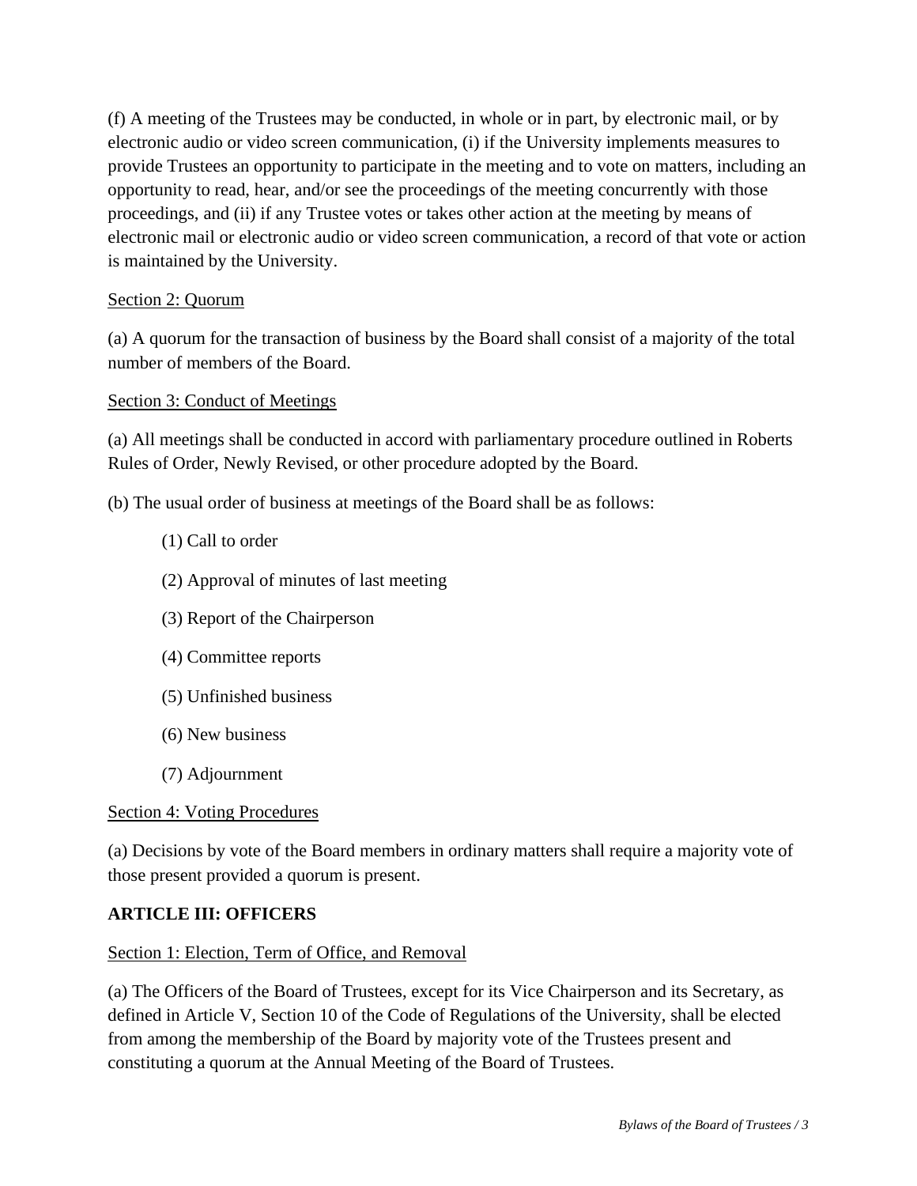(f) A meeting of the Trustees may be conducted, in whole or in part, by electronic mail, or by electronic audio or video screen communication, (i) if the University implements measures to provide Trustees an opportunity to participate in the meeting and to vote on matters, including an opportunity to read, hear, and/or see the proceedings of the meeting concurrently with those proceedings, and (ii) if any Trustee votes or takes other action at the meeting by means of electronic mail or electronic audio or video screen communication, a record of that vote or action is maintained by the University.

Section 2: Quorum

(a) A quorum for the transaction of business by the Board shall consist of a majority of the total number of members of the Board.

Section 3: Conduct of Meetings

(a) All meetings shall be conducted in accord with parliamentary procedure outlined in Roberts Rules of Order, Newly Revised, or other procedure adopted by the Board.

(b) The usual order of business at meetings of the Board shall be as follows:

(1) Call to order

(2) Approval of minutes of last meeting

(3) Report of the Chairperson

(4) Committee reports

(5) Unfinished business

(6) New business

(7) Adjournment

Section 4: Voting Procedures

(a) Decisions by vote of the Board members in ordinary matters shall require a majority vote of those present provided a quorum is present.

## ARTICLE III: OFFICERS

Section 1: Election, Term of Office, and Removal

(a) The Officers of the Board of Trustees, except for its Vice Chairperson and its Secretary, as defined in Article V, Section 10 of the Code of Regulations of the University, shall be elected from among the membership of the Board by majority vote of the Trustees present and constituting a quorum at the Annual Meeting of the Board of Trustees.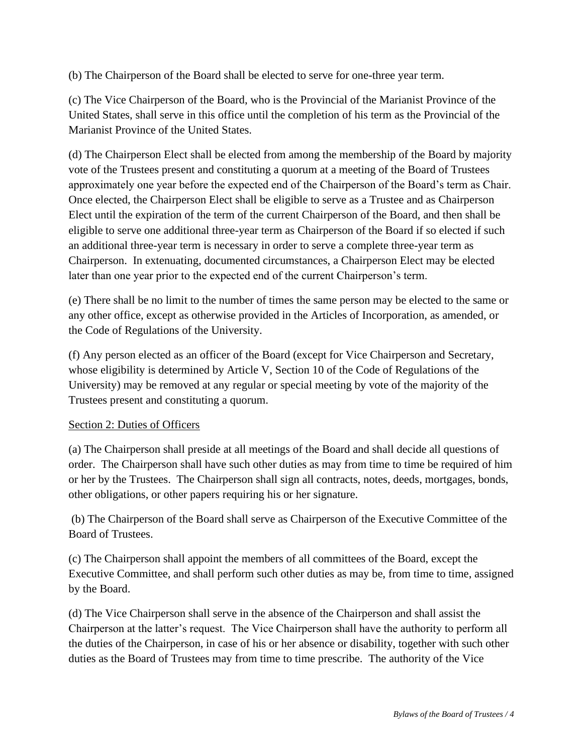(b) The Chairperson of the Board shall be elected to serve for one-three year term.

(c) The Vice Chairperson of the Board, who is the Provincial of the Marianist Province of the United States, shall serve in this office until the completion of his term as the Provincial of the Marianist Province of the United States.

(d) The Chairperson Elect shall be elected from among the membership of the Board by majority vote of the Trustees present and constituting a quorum at a meeting of the Board of Trustees approximately one year before the expected end of the Chairperson of the Board's term as Chair. Once elected, the Chairperson Elect shall be eligible to serve as a Trustee and as Chairperson Elect until the expiration of the term of the current Chairperson of the Board, and then shall be eligible to serve one additional three-year term as Chairperson of the Board if so elected if such an additional three-year term is necessary in order to serve a complete three-year term as Chairperson. In extenuating, documented circumstances, a Chairperson Elect may be elected later than one year prior to the expected end of the current Chairperson's term.

(e) There shall be no limit to the number of times the same person may be elected to the same or any other office, except as otherwise provided in the Articles of Incorporation, as amended, or the Code of Regulations of the University.

(f) Any person elected as an officer of the Board (except for Vice Chairperson and Secretary, whose eligibility is determined by Article V, Section 10 of the Code of Regulations of the University) may be removed at any regular or special meeting by vote of the majority of the Trustees present and constituting a quorum.

Section 2: Duties of Officers

(a) The Chairperson shall preside at all meetings of the Board and shall decide all questions of order. The Chairperson shall have such other duties as may from time to time be required of him or her by the Trustees. The Chairperson shall sign all contracts, notes, deeds, mortgages, bonds, other obligations, or other papers requiring his or her signature.

(b) The Chairperson of the Board shall serve as Chairperson of the Executive Committee of the Board of Trustees.

(c) The Chairperson shall appoint the members of all committees of the Board, except the Executive Committee, and shall perform such other duties as may be, from time to time, assigned by the Board.

(d) The Vice Chairperson shall serve in the absence of the Chairperson and shall assist the Chairperson at the latter's request. The Vice Chairperson shall have the authority to perform all the duties of the Chairperson, in case of his or her absence or disability, together with such other duties as the Board of Trustees may from time to time prescribe. The authority of the Vice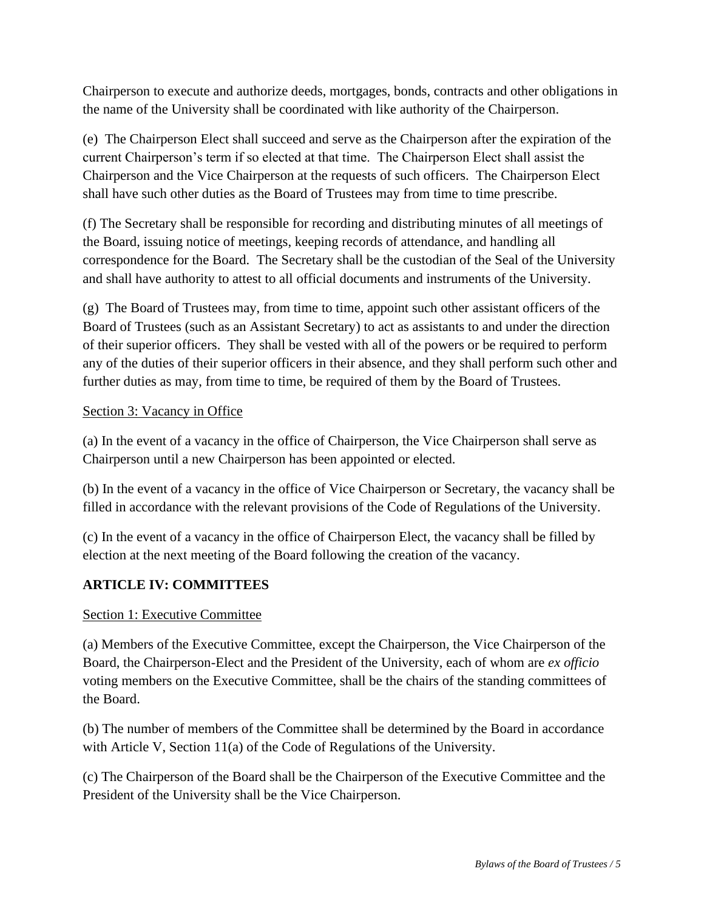Chairperson to execute and authorize deeds, mortgages, bonds, contracts and other obligations in the name of the University shall be coordinated with like authority of the Chairperson.

(e) The Chairperson Elect shall succeed and serve as the Chairperson after the expiration of the current Chairperson's term if so elected at that time. The Chairperson Elect shall assist the Chairperson and the Vice Chairperson at the requests of such officers. The Chairperson Elect shall have such other duties as the Board of Trustees may from time to time prescribe.

(f) The Secretary shall be responsible for recording and distributing minutes of all meetings of the Board, issuing notice of meetings, keeping records of attendance, and handling all correspondence for the Board. The Secretary shall be the custodian of the Seal of the University and shall have authority to attest to all official documents and instruments of the University.

(g) The Board of Trustees may, from time to time, appoint such other assistant officers of the Board of Trustees (such as an Assistant Secretary) to act as assistants to and under the direction of their superior officers. They shall be vested with all of the powers or be required to perform any of the duties of their superior officers in their absence, and they shall perform such other and further duties as may, from time to time, be required of them by the Board of Trustees.

Section 3: Vacancy in Office

(a) In the event of a vacancy in the office of Chairperson, the Vice Chairperson shall serve as Chairperson until a new Chairperson has been appointed or elected.

(b) In the event of a vacancy in the office of Vice Chairperson or Secretary, the vacancy shall be filled in accordance with the relevant provisions of the Code of Regulations of the University.

(c) In the event of a vacancy in the office of Chairperson Elect, the vacancy shall be filled by election at the next meeting of the Board following the creation of the vacancy.

## ARTICLE IV: COMMITTEES

Section 1: Executive Committee

(a) Members of the Executive Committee, except the Chairperson, the Vice Chairperson of the Board, the Chairperson-Elect and the President of the University, each of whom are *ex officio* voting members on the Executive Committee, shall be the chairs of the standing committees of the Board.

(b) The number of members of the Committee shall be determined by the Board in accordance with Article V, Section 11(a) of the Code of Regulations of the University.

(c) The Chairperson of the Board shall be the Chairperson of the Executive Committee and the President of the University shall be the Vice Chairperson.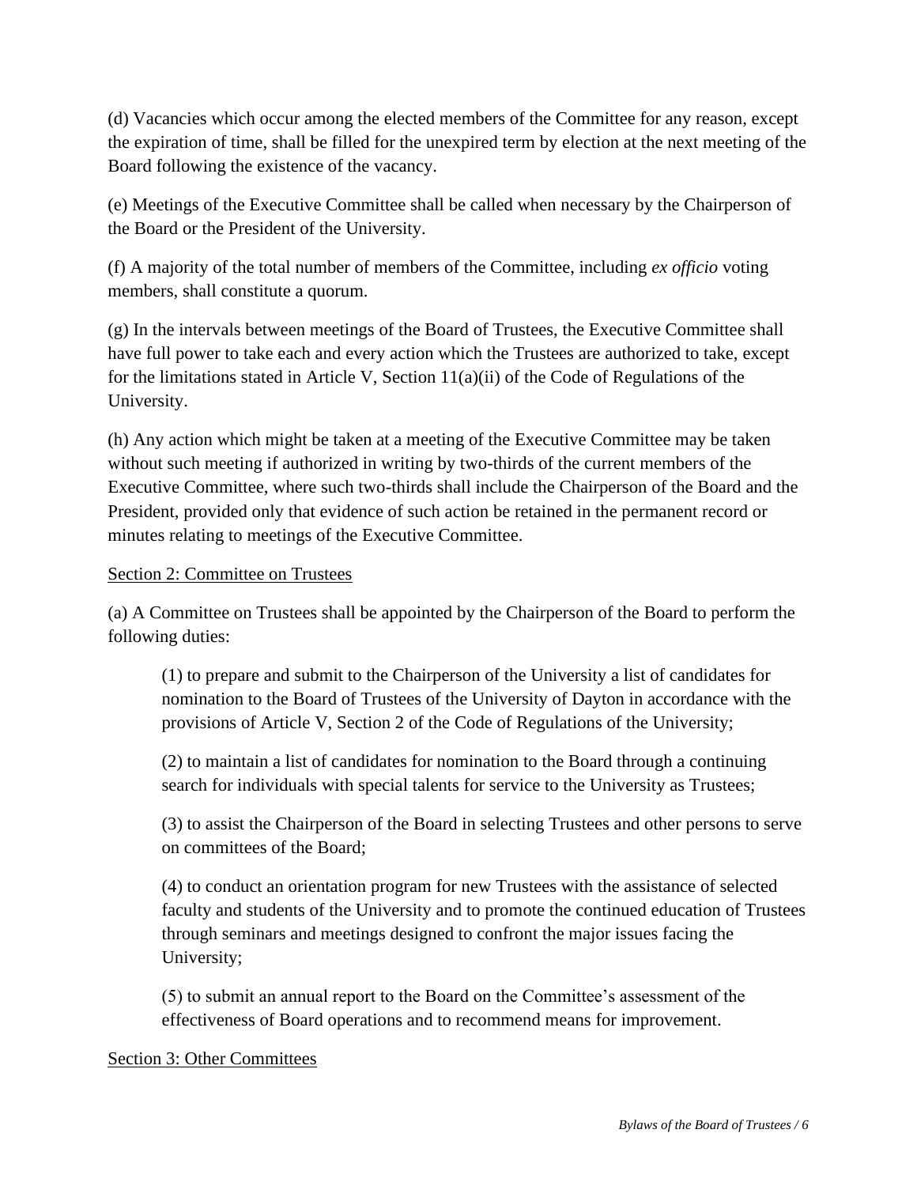(d) Vacancies which occur among the elected members of the Committee for any reason, except the expiration of time, shall be filled for the unexpired term by election at the next meeting of the Board following the existence of the vacancy.

(e) Meetings of the Executive Committee shall be called when necessary by the Chairperson of the Board or the President of the University.

(f) A majority of the total number of members of the Committee, including *ex officio* voting members, shall constitute a quorum.

(g) In the intervals between meetings of the Board of Trustees, the Executive Committee shall have full power to take each and every action which the Trustees are authorized to take, except for the limitations stated in Article V, Section 11(a)(ii) of the Code of Regulations of the University.

(h) Any action which might be taken at a meeting of the Executive Committee may be taken without such meeting if authorized in writing by two-thirds of the current members of the Executive Committee, where such two-thirds shall include the Chairperson of the Board and the President, provided only that evidence of such action be retained in the permanent record or minutes relating to meetings of the Executive Committee.

Section 2: Committee on Trustees

(a) A Committee on Trustees shall be appointed by the Chairperson of the Board to perform the following duties:

> (1) to prepare and submit to the Chairperson of the University a list of candidates for nomination to the Board of Trustees of the University of Dayton in accordance with the provisions of Article V, Section 2 of the Code of Regulations of the University;
>
> (2) to maintain a list of candidates for nomination to the Board through a continuing search for individuals with special talents for service to the University as Trustees;
>
> (3) to assist the Chairperson of the Board in selecting Trustees and other persons to serve on committees of the Board;
>
> (4) to conduct an orientation program for new Trustees with the assistance of selected faculty and students of the University and to promote the continued education of Trustees through seminars and meetings designed to confront the major issues facing the University;
>
> (5) to submit an annual report to the Board on the Committee's assessment of the effectiveness of Board operations and to recommend means for improvement.

Section 3: Other Committees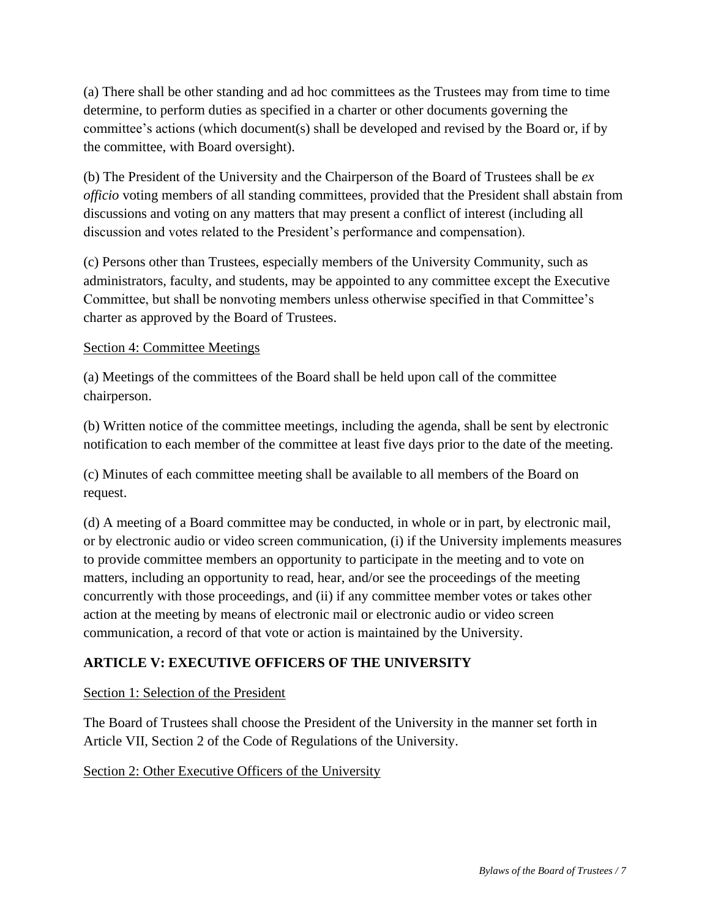(a) There shall be other standing and ad hoc committees as the Trustees may from time to time determine, to perform duties as specified in a charter or other documents governing the committee's actions (which document(s) shall be developed and revised by the Board or, if by the committee, with Board oversight).

(b) The President of the University and the Chairperson of the Board of Trustees shall be *ex officio* voting members of all standing committees, provided that the President shall abstain from discussions and voting on any matters that may present a conflict of interest (including all discussion and votes related to the President's performance and compensation).

(c) Persons other than Trustees, especially members of the University Community, such as administrators, faculty, and students, may be appointed to any committee except the Executive Committee, but shall be nonvoting members unless otherwise specified in that Committee's charter as approved by the Board of Trustees.

Section 4: Committee Meetings

(a) Meetings of the committees of the Board shall be held upon call of the committee chairperson.

(b) Written notice of the committee meetings, including the agenda, shall be sent by electronic notification to each member of the committee at least five days prior to the date of the meeting.

(c) Minutes of each committee meeting shall be available to all members of the Board on request.

(d) A meeting of a Board committee may be conducted, in whole or in part, by electronic mail, or by electronic audio or video screen communication, (i) if the University implements measures to provide committee members an opportunity to participate in the meeting and to vote on matters, including an opportunity to read, hear, and/or see the proceedings of the meeting concurrently with those proceedings, and (ii) if any committee member votes or takes other action at the meeting by means of electronic mail or electronic audio or video screen communication, a record of that vote or action is maintained by the University.

## ARTICLE V: EXECUTIVE OFFICERS OF THE UNIVERSITY

Section 1: Selection of the President

The Board of Trustees shall choose the President of the University in the manner set forth in Article VII, Section 2 of the Code of Regulations of the University.

Section 2: Other Executive Officers of the University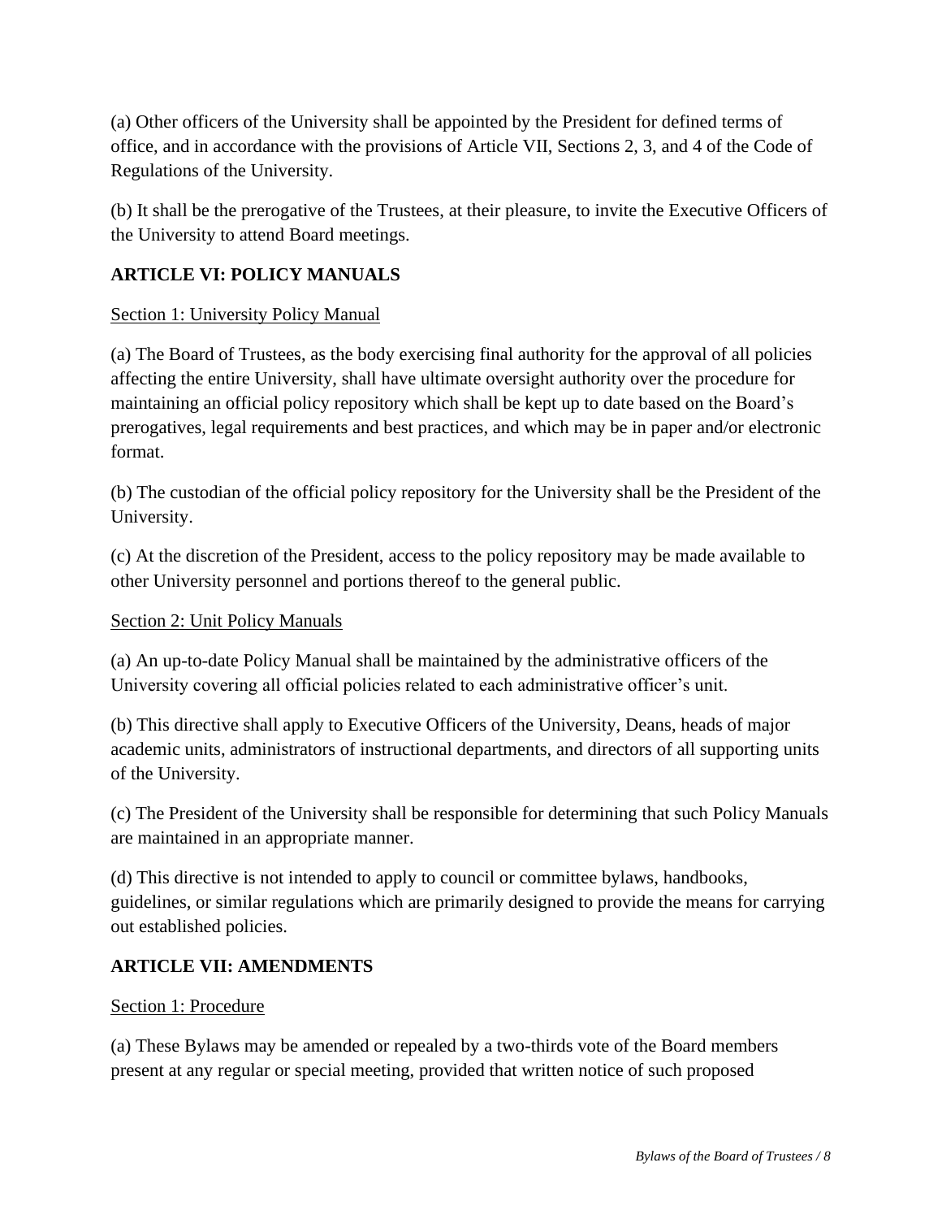(a) Other officers of the University shall be appointed by the President for defined terms of office, and in accordance with the provisions of Article VII, Sections 2, 3, and 4 of the Code of Regulations of the University.

(b) It shall be the prerogative of the Trustees, at their pleasure, to invite the Executive Officers of the University to attend Board meetings.

## ARTICLE VI: POLICY MANUALS

Section 1: University Policy Manual

(a) The Board of Trustees, as the body exercising final authority for the approval of all policies affecting the entire University, shall have ultimate oversight authority over the procedure for maintaining an official policy repository which shall be kept up to date based on the Board's prerogatives, legal requirements and best practices, and which may be in paper and/or electronic format.

(b) The custodian of the official policy repository for the University shall be the President of the University.

(c) At the discretion of the President, access to the policy repository may be made available to other University personnel and portions thereof to the general public.

Section 2: Unit Policy Manuals

(a) An up-to-date Policy Manual shall be maintained by the administrative officers of the University covering all official policies related to each administrative officer's unit.

(b) This directive shall apply to Executive Officers of the University, Deans, heads of major academic units, administrators of instructional departments, and directors of all supporting units of the University.

(c) The President of the University shall be responsible for determining that such Policy Manuals are maintained in an appropriate manner.

(d) This directive is not intended to apply to council or committee bylaws, handbooks, guidelines, or similar regulations which are primarily designed to provide the means for carrying out established policies.

## ARTICLE VII: AMENDMENTS

Section 1: Procedure

(a) These Bylaws may be amended or repealed by a two-thirds vote of the Board members present at any regular or special meeting, provided that written notice of such proposed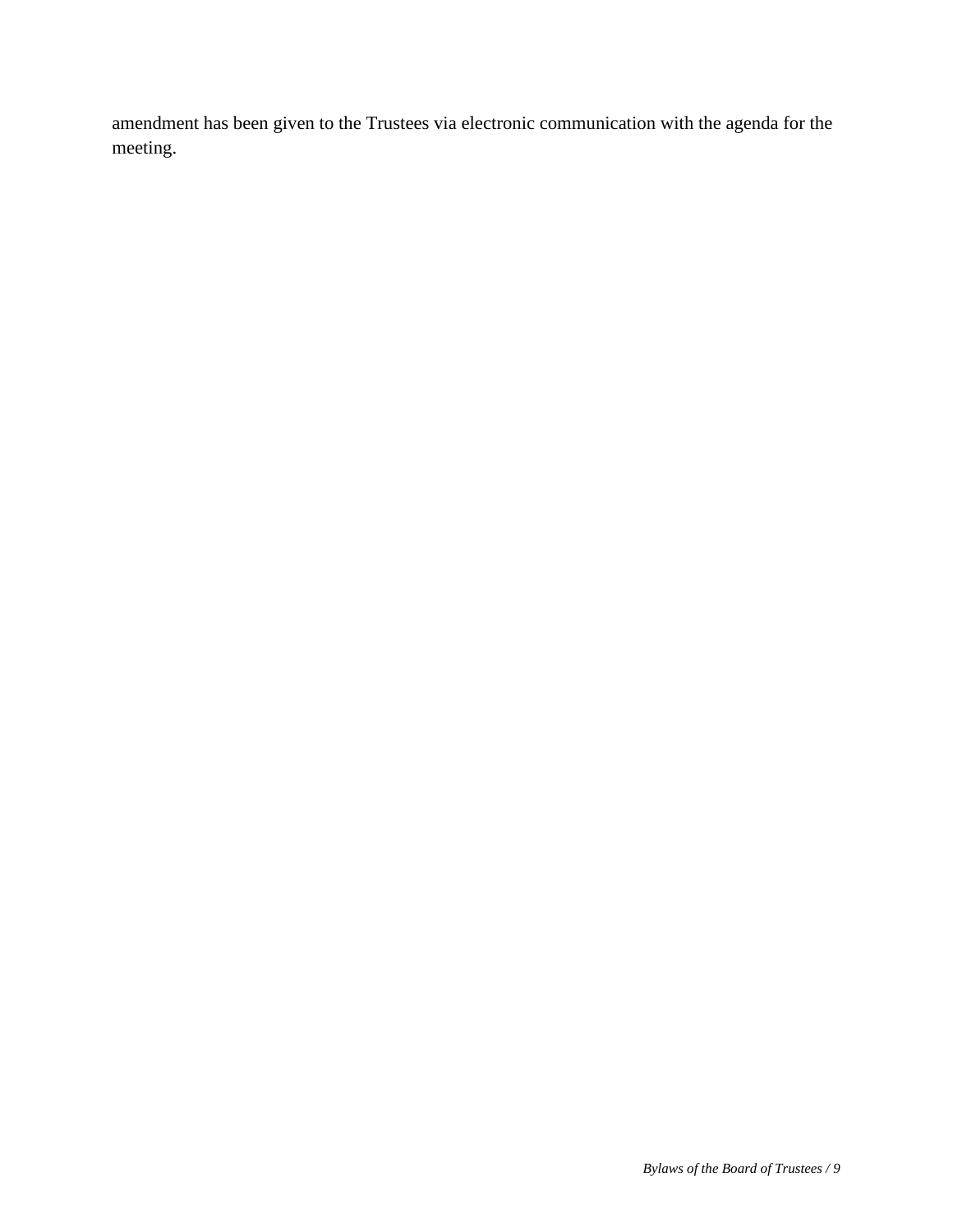amendment has been given to the Trustees via electronic communication with the agenda for the meeting.